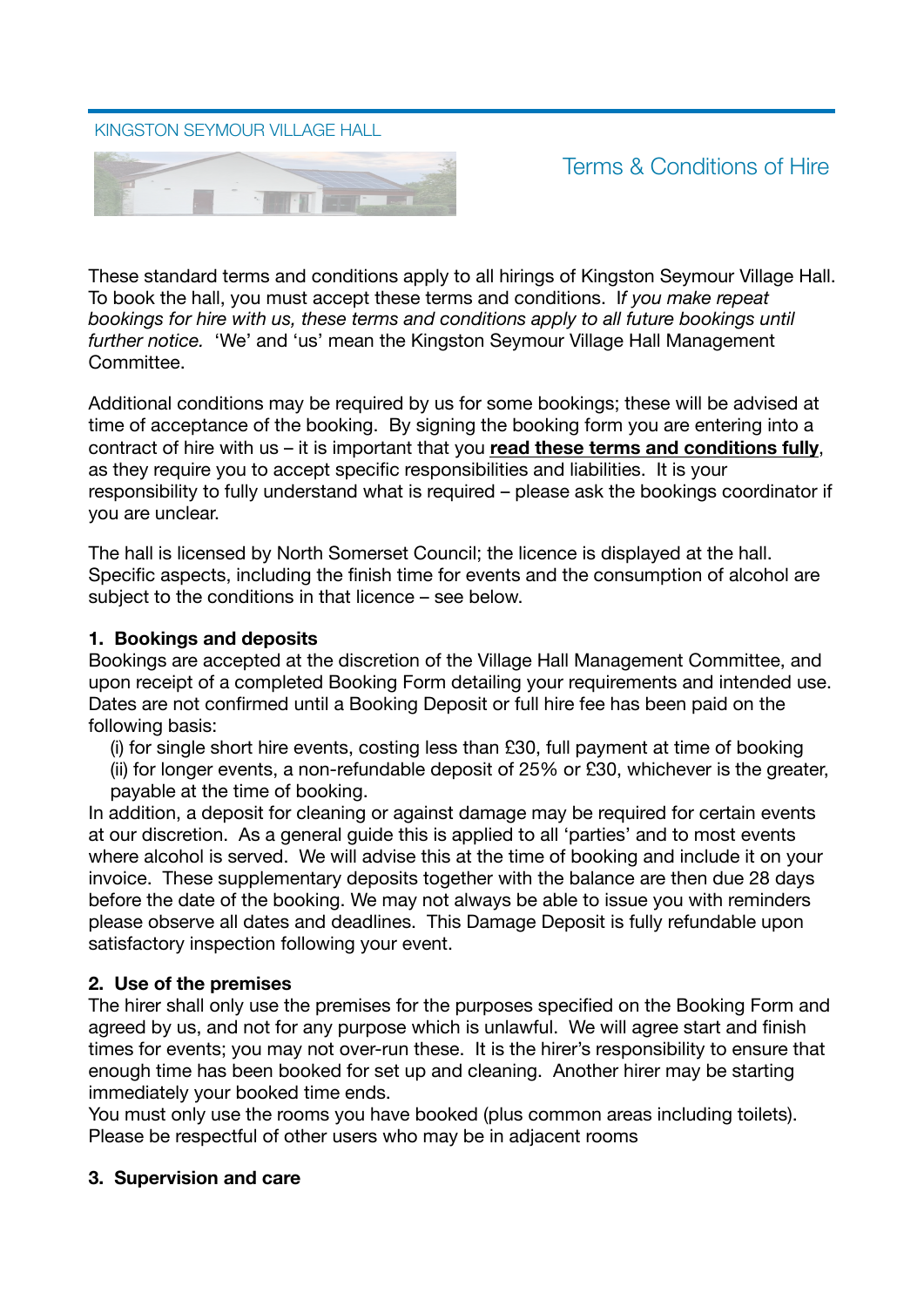KINGSTON SEYMOUR VILLAGE HALL

# Terms & Conditions of Hire

These standard terms and conditions apply to all hirings of Kingston Seymour Village Hall. To book the hall, you must accept these terms and conditions. I*f you make repeat bookings for hire with us, these terms and conditions apply to all future bookings until further notice.* 'We' and 'us' mean the Kingston Seymour Village Hall Management Committee.

Additional conditions may be required by us for some bookings; these will be advised at time of acceptance of the booking. By signing the booking form you are entering into a contract of hire with us – it is important that you **read these terms and conditions fully**, as they require you to accept specific responsibilities and liabilities. It is your responsibility to fully understand what is required – please ask the bookings coordinator if you are unclear.

The hall is licensed by North Somerset Council; the licence is displayed at the hall. Specific aspects, including the finish time for events and the consumption of alcohol are subject to the conditions in that licence – see below.

**1. Bookings and deposits**

Bookings are accepted at the discretion of the Village Hall Management Committee, and upon receipt of a completed Booking Form detailing your requirements and intended use. Dates are not confirmed until a Booking Deposit or full hire fee has been paid on the following basis:

(i) for single short hire events, costing less than £30, full payment at time of booking
(ii) for longer events, a non-refundable deposit of 25% or £30, whichever is the greater, payable at the time of booking.

In addition, a deposit for cleaning or against damage may be required for certain events at our discretion. As a general guide this is applied to all 'parties' and to most events where alcohol is served. We will advise this at the time of booking and include it on your invoice. These supplementary deposits together with the balance are then due 28 days before the date of the booking. We may not always be able to issue you with reminders please observe all dates and deadlines. This Damage Deposit is fully refundable upon satisfactory inspection following your event.

**2. Use of the premises**

The hirer shall only use the premises for the purposes specified on the Booking Form and agreed by us, and not for any purpose which is unlawful. We will agree start and finish times for events; you may not over-run these. It is the hirer's responsibility to ensure that enough time has been booked for set up and cleaning. Another hirer may be starting immediately your booked time ends.

You must only use the rooms you have booked (plus common areas including toilets). Please be respectful of other users who may be in adjacent rooms

**3. Supervision and care**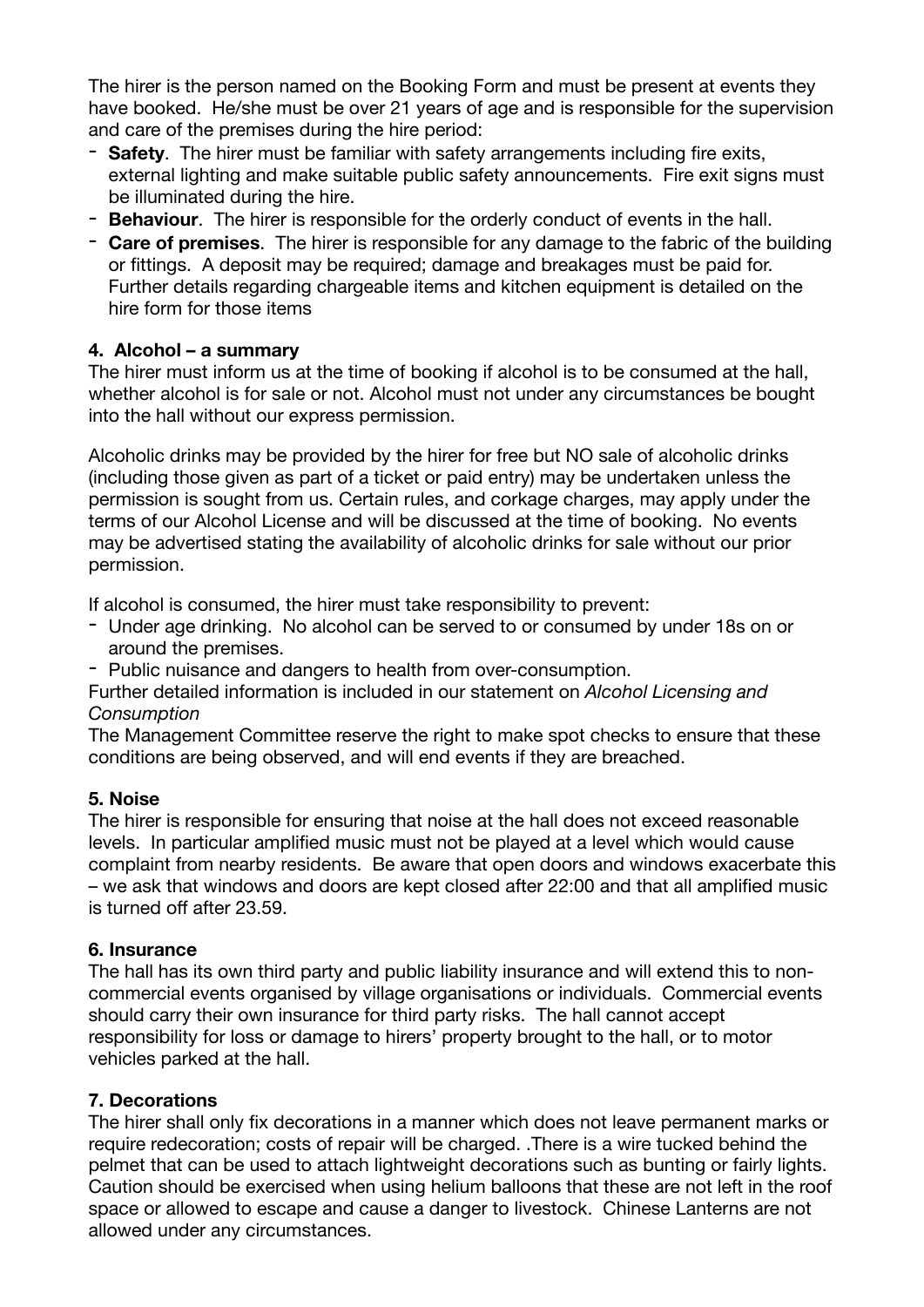The hirer is the person named on the Booking Form and must be present at events they have booked. He/she must be over 21 years of age and is responsible for the supervision and care of the premises during the hire period:

- **Safety**. The hirer must be familiar with safety arrangements including fire exits, external lighting and make suitable public safety announcements. Fire exit signs must be illuminated during the hire.
- **Behaviour**. The hirer is responsible for the orderly conduct of events in the hall.
- **Care of premises**. The hirer is responsible for any damage to the fabric of the building or fittings. A deposit may be required; damage and breakages must be paid for. Further details regarding chargeable items and kitchen equipment is detailed on the hire form for those items

**4. Alcohol – a summary**

The hirer must inform us at the time of booking if alcohol is to be consumed at the hall, whether alcohol is for sale or not. Alcohol must not under any circumstances be bought into the hall without our express permission.

Alcoholic drinks may be provided by the hirer for free but NO sale of alcoholic drinks (including those given as part of a ticket or paid entry) may be undertaken unless the permission is sought from us. Certain rules, and corkage charges, may apply under the terms of our Alcohol License and will be discussed at the time of booking. No events may be advertised stating the availability of alcoholic drinks for sale without our prior permission.

If alcohol is consumed, the hirer must take responsibility to prevent:

- Under age drinking. No alcohol can be served to or consumed by under 18s on or around the premises.
- Public nuisance and dangers to health from over-consumption.

Further detailed information is included in our statement on *Alcohol Licensing and Consumption*

The Management Committee reserve the right to make spot checks to ensure that these conditions are being observed, and will end events if they are breached.

**5. Noise**

The hirer is responsible for ensuring that noise at the hall does not exceed reasonable levels. In particular amplified music must not be played at a level which would cause complaint from nearby residents. Be aware that open doors and windows exacerbate this – we ask that windows and doors are kept closed after 22:00 and that all amplified music is turned off after 23.59.

**6. Insurance**

The hall has its own third party and public liability insurance and will extend this to non-commercial events organised by village organisations or individuals. Commercial events should carry their own insurance for third party risks. The hall cannot accept responsibility for loss or damage to hirers' property brought to the hall, or to motor vehicles parked at the hall.

**7. Decorations**

The hirer shall only fix decorations in a manner which does not leave permanent marks or require redecoration; costs of repair will be charged. .There is a wire tucked behind the pelmet that can be used to attach lightweight decorations such as bunting or fairly lights. Caution should be exercised when using helium balloons that these are not left in the roof space or allowed to escape and cause a danger to livestock. Chinese Lanterns are not allowed under any circumstances.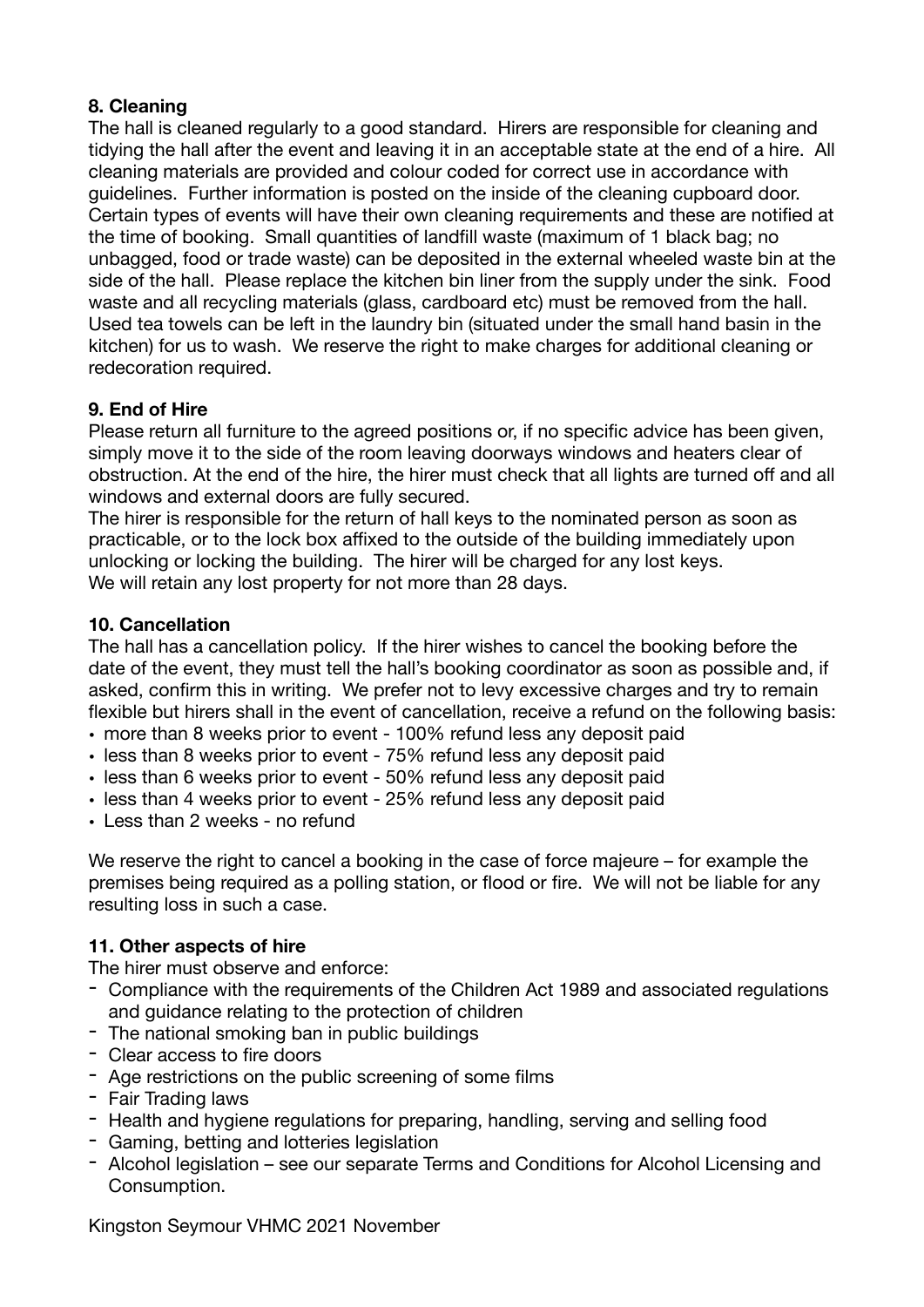**8. Cleaning**

The hall is cleaned regularly to a good standard. Hirers are responsible for cleaning and tidying the hall after the event and leaving it in an acceptable state at the end of a hire. All cleaning materials are provided and colour coded for correct use in accordance with guidelines. Further information is posted on the inside of the cleaning cupboard door. Certain types of events will have their own cleaning requirements and these are notified at the time of booking. Small quantities of landfill waste (maximum of 1 black bag; no unbagged, food or trade waste) can be deposited in the external wheeled waste bin at the side of the hall. Please replace the kitchen bin liner from the supply under the sink. Food waste and all recycling materials (glass, cardboard etc) must be removed from the hall. Used tea towels can be left in the laundry bin (situated under the small hand basin in the kitchen) for us to wash. We reserve the right to make charges for additional cleaning or redecoration required.

**9. End of Hire**

Please return all furniture to the agreed positions or, if no specific advice has been given, simply move it to the side of the room leaving doorways windows and heaters clear of obstruction. At the end of the hire, the hirer must check that all lights are turned off and all windows and external doors are fully secured.

The hirer is responsible for the return of hall keys to the nominated person as soon as practicable, or to the lock box affixed to the outside of the building immediately upon unlocking or locking the building. The hirer will be charged for any lost keys.

We will retain any lost property for not more than 28 days.

**10. Cancellation**

The hall has a cancellation policy. If the hirer wishes to cancel the booking before the date of the event, they must tell the hall's booking coordinator as soon as possible and, if asked, confirm this in writing. We prefer not to levy excessive charges and try to remain flexible but hirers shall in the event of cancellation, receive a refund on the following basis:

- more than 8 weeks prior to event - 100% refund less any deposit paid
- less than 8 weeks prior to event - 75% refund less any deposit paid
- less than 6 weeks prior to event - 50% refund less any deposit paid
- less than 4 weeks prior to event - 25% refund less any deposit paid
- Less than 2 weeks - no refund

We reserve the right to cancel a booking in the case of force majeure – for example the premises being required as a polling station, or flood or fire. We will not be liable for any resulting loss in such a case.

**11. Other aspects of hire**

The hirer must observe and enforce:

- Compliance with the requirements of the Children Act 1989 and associated regulations and guidance relating to the protection of children
- The national smoking ban in public buildings
- Clear access to fire doors
- Age restrictions on the public screening of some films
- Fair Trading laws
- Health and hygiene regulations for preparing, handling, serving and selling food
- Gaming, betting and lotteries legislation
- Alcohol legislation – see our separate Terms and Conditions for Alcohol Licensing and Consumption.

Kingston Seymour VHMC 2021 November